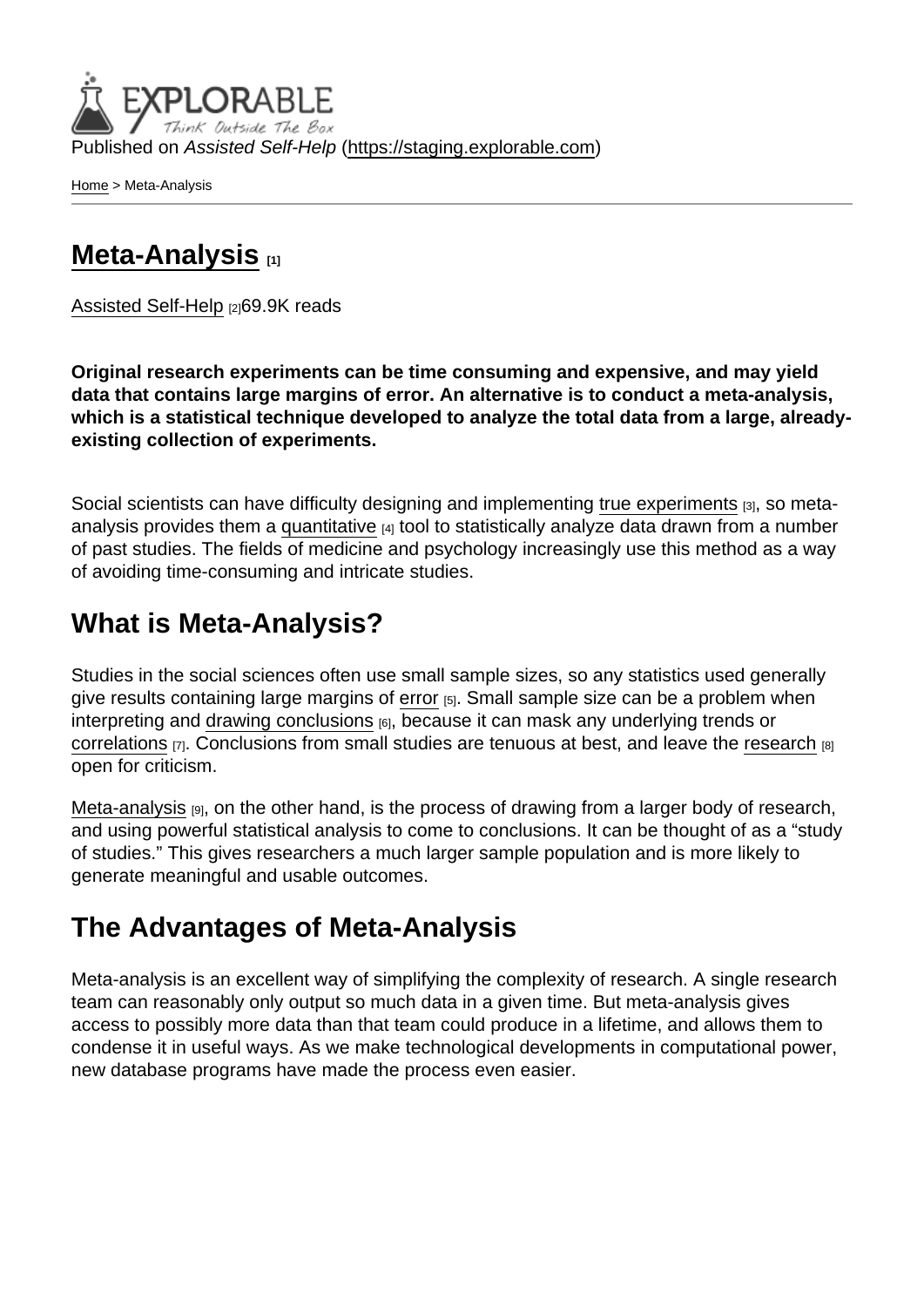Published on *Assisted Self-Help* (https://staging.explorable.com)

Home > Meta-Analysis

# Meta-Analysis [1]

Assisted Self-Help [2]69.9K reads

**Original research experiments can be time consuming and expensive, and may yield data that contains large margins of error. An alternative is to conduct a meta-analysis, which is a statistical technique developed to analyze the total data from a large, already-existing collection of experiments.**

Social scientists can have difficulty designing and implementing true experiments [3], so meta-analysis provides them a quantitative [4] tool to statistically analyze data drawn from a number of past studies. The fields of medicine and psychology increasingly use this method as a way of avoiding time-consuming and intricate studies.

## What is Meta-Analysis?

Studies in the social sciences often use small sample sizes, so any statistics used generally give results containing large margins of error [5]. Small sample size can be a problem when interpreting and drawing conclusions [6], because it can mask any underlying trends or correlations [7]. Conclusions from small studies are tenuous at best, and leave the research [8] open for criticism.

Meta-analysis [9], on the other hand, is the process of drawing from a larger body of research, and using powerful statistical analysis to come to conclusions. It can be thought of as a “study of studies.” This gives researchers a much larger sample population and is more likely to generate meaningful and usable outcomes.

## The Advantages of Meta-Analysis

Meta-analysis is an excellent way of simplifying the complexity of research. A single research team can reasonably only output so much data in a given time. But meta-analysis gives access to possibly more data than that team could produce in a lifetime, and allows them to condense it in useful ways. As we make technological developments in computational power, new database programs have made the process even easier.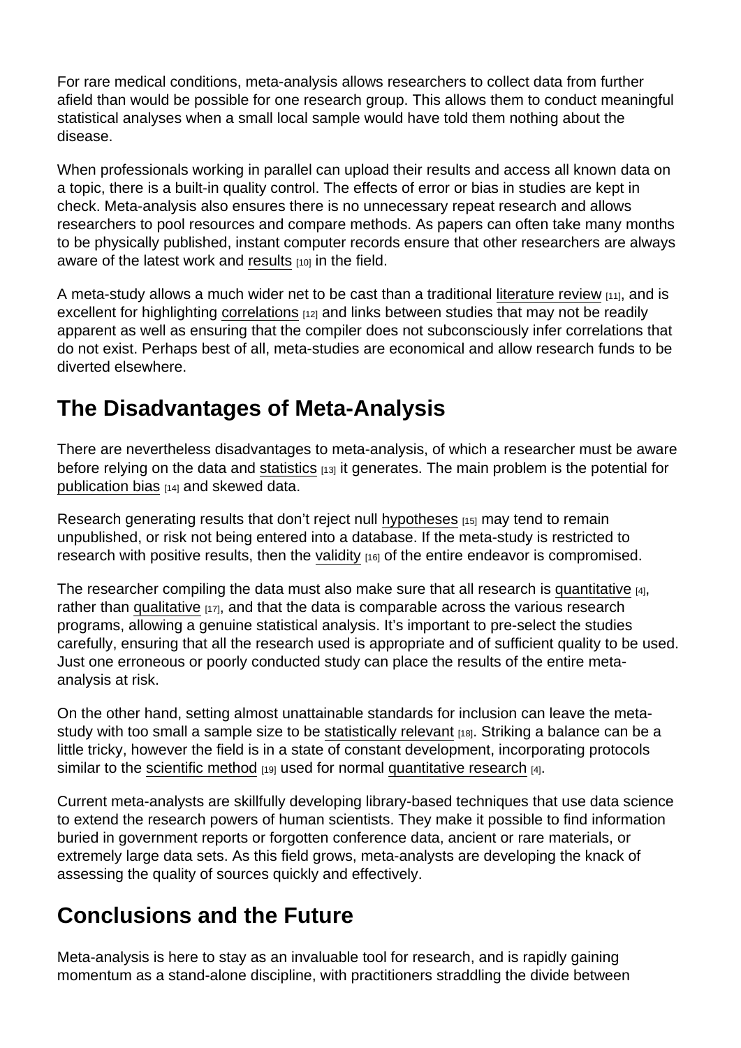For rare medical conditions, meta-analysis allows researchers to collect data from further afield than would be possible for one research group. This allows them to conduct meaningful statistical analyses when a small local sample would have told them nothing about the disease.

When professionals working in parallel can upload their results and access all known data on a topic, there is a built-in quality control. The effects of error or bias in studies are kept in check. Meta-analysis also ensures there is no unnecessary repeat research and allows researchers to pool resources and compare methods. As papers can often take many months to be physically published, instant computer records ensure that other researchers are always aware of the latest work and results [10] in the field.

A meta-study allows a much wider net to be cast than a traditional literature review [11], and is excellent for highlighting correlations [12] and links between studies that may not be readily apparent as well as ensuring that the compiler does not subconsciously infer correlations that do not exist. Perhaps best of all, meta-studies are economical and allow research funds to be diverted elsewhere.

## The Disadvantages of Meta-Analysis

There are nevertheless disadvantages to meta-analysis, of which a researcher must be aware before relying on the data and statistics [13] it generates. The main problem is the potential for publication bias [14] and skewed data.

Research generating results that don't reject null hypotheses [15] may tend to remain unpublished, or risk not being entered into a database. If the meta-study is restricted to research with positive results, then the validity [16] of the entire endeavor is compromised.

The researcher compiling the data must also make sure that all research is quantitative [4], rather than qualitative [17], and that the data is comparable across the various research programs, allowing a genuine statistical analysis. It's important to pre-select the studies carefully, ensuring that all the research used is appropriate and of sufficient quality to be used. Just one erroneous or poorly conducted study can place the results of the entire meta-analysis at risk.

On the other hand, setting almost unattainable standards for inclusion can leave the meta-study with too small a sample size to be statistically relevant [18]. Striking a balance can be a little tricky, however the field is in a state of constant development, incorporating protocols similar to the scientific method [19] used for normal quantitative research [4].

Current meta-analysts are skillfully developing library-based techniques that use data science to extend the research powers of human scientists. They make it possible to find information buried in government reports or forgotten conference data, ancient or rare materials, or extremely large data sets. As this field grows, meta-analysts are developing the knack of assessing the quality of sources quickly and effectively.

## Conclusions and the Future

Meta-analysis is here to stay as an invaluable tool for research, and is rapidly gaining momentum as a stand-alone discipline, with practitioners straddling the divide between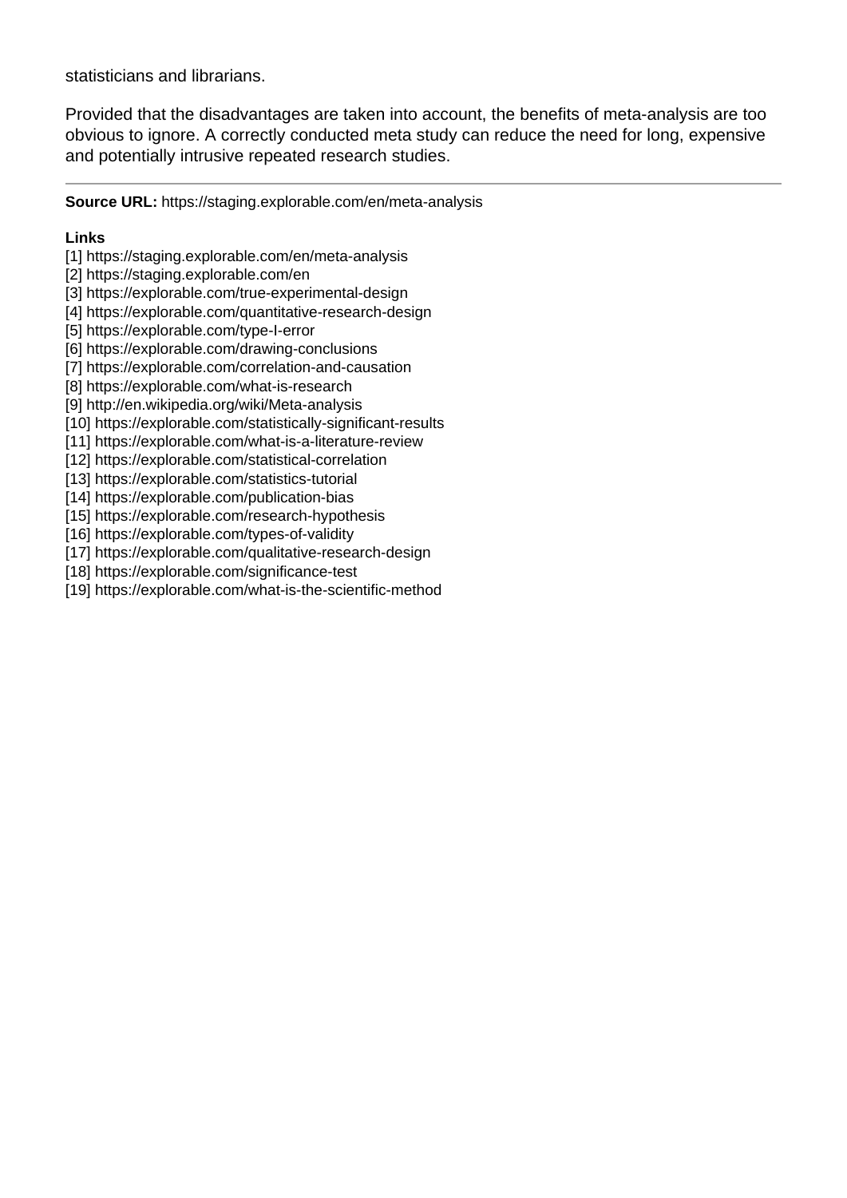statisticians and librarians.

Provided that the disadvantages are taken into account, the benefits of meta-analysis are too obvious to ignore. A correctly conducted meta study can reduce the need for long, expensive and potentially intrusive repeated research studies.

---

**Source URL:** https://staging.explorable.com/en/meta-analysis

**Links**

[1] https://staging.explorable.com/en/meta-analysis
[2] https://staging.explorable.com/en
[3] https://explorable.com/true-experimental-design
[4] https://explorable.com/quantitative-research-design
[5] https://explorable.com/type-I-error
[6] https://explorable.com/drawing-conclusions
[7] https://explorable.com/correlation-and-causation
[8] https://explorable.com/what-is-research
[9] http://en.wikipedia.org/wiki/Meta-analysis
[10] https://explorable.com/statistically-significant-results
[11] https://explorable.com/what-is-a-literature-review
[12] https://explorable.com/statistical-correlation
[13] https://explorable.com/statistics-tutorial
[14] https://explorable.com/publication-bias
[15] https://explorable.com/research-hypothesis
[16] https://explorable.com/types-of-validity
[17] https://explorable.com/qualitative-research-design
[18] https://explorable.com/significance-test
[19] https://explorable.com/what-is-the-scientific-method